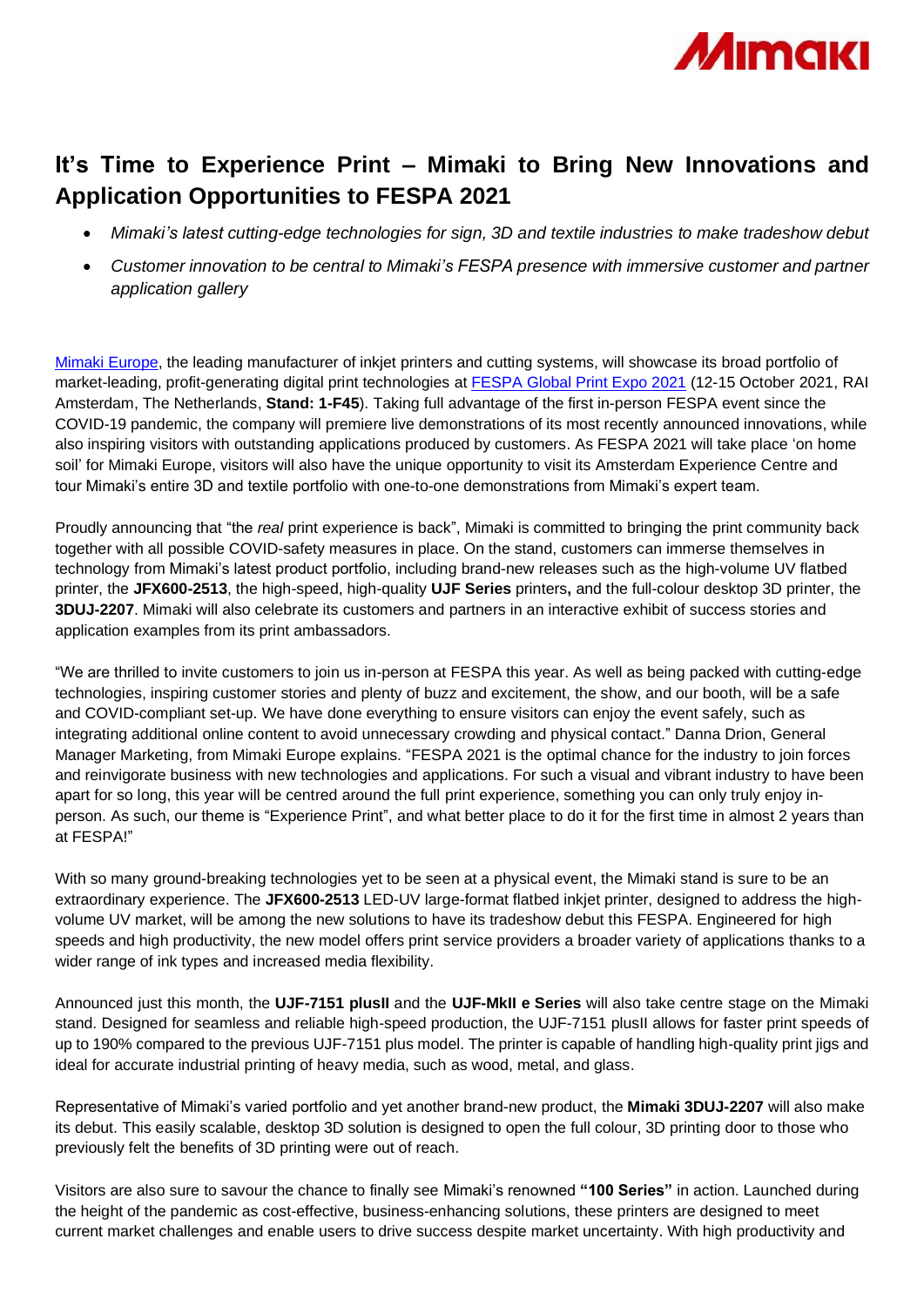# It's Time to Experience Print – Mimaki to Bring New Innovations and Application Opportunities to FESPA 2021

- *Mimaki's latest cutting-edge technologies for sign, 3D and textile industries to make tradeshow debut*
- *Customer innovation to be central to Mimaki's FESPA presence with immersive customer and partner application gallery*

Mimaki Europe, the leading manufacturer of inkjet printers and cutting systems, will showcase its broad portfolio of market-leading, profit-generating digital print technologies at FESPA Global Print Expo 2021 (12-15 October 2021, RAI Amsterdam, The Netherlands, **Stand: 1-F45**). Taking full advantage of the first in-person FESPA event since the COVID-19 pandemic, the company will premiere live demonstrations of its most recently announced innovations, while also inspiring visitors with outstanding applications produced by customers. As FESPA 2021 will take place 'on home soil' for Mimaki Europe, visitors will also have the unique opportunity to visit its Amsterdam Experience Centre and tour Mimaki's entire 3D and textile portfolio with one-to-one demonstrations from Mimaki's expert team.

Proudly announcing that "the *real* print experience is back", Mimaki is committed to bringing the print community back together with all possible COVID-safety measures in place. On the stand, customers can immerse themselves in technology from Mimaki's latest product portfolio, including brand-new releases such as the high-volume UV flatbed printer, the **JFX600-2513**, the high-speed, high-quality **UJF Series** printers**,** and the full-colour desktop 3D printer, the **3DUJ-2207**. Mimaki will also celebrate its customers and partners in an interactive exhibit of success stories and application examples from its print ambassadors.

"We are thrilled to invite customers to join us in-person at FESPA this year. As well as being packed with cutting-edge technologies, inspiring customer stories and plenty of buzz and excitement, the show, and our booth, will be a safe and COVID-compliant set-up. We have done everything to ensure visitors can enjoy the event safely, such as integrating additional online content to avoid unnecessary crowding and physical contact." Danna Drion, General Manager Marketing, from Mimaki Europe explains. "FESPA 2021 is the optimal chance for the industry to join forces and reinvigorate business with new technologies and applications. For such a visual and vibrant industry to have been apart for so long, this year will be centred around the full print experience, something you can only truly enjoy in-person. As such, our theme is "Experience Print", and what better place to do it for the first time in almost 2 years than at FESPA!"

With so many ground-breaking technologies yet to be seen at a physical event, the Mimaki stand is sure to be an extraordinary experience. The **JFX600-2513** LED-UV large-format flatbed inkjet printer, designed to address the high-volume UV market, will be among the new solutions to have its tradeshow debut this FESPA. Engineered for high speeds and high productivity, the new model offers print service providers a broader variety of applications thanks to a wider range of ink types and increased media flexibility.

Announced just this month, the **UJF-7151 plusII** and the **UJF-MkII e Series** will also take centre stage on the Mimaki stand. Designed for seamless and reliable high-speed production, the UJF-7151 plusII allows for faster print speeds of up to 190% compared to the previous UJF-7151 plus model. The printer is capable of handling high-quality print jigs and ideal for accurate industrial printing of heavy media, such as wood, metal, and glass.

Representative of Mimaki's varied portfolio and yet another brand-new product, the **Mimaki 3DUJ-2207** will also make its debut. This easily scalable, desktop 3D solution is designed to open the full colour, 3D printing door to those who previously felt the benefits of 3D printing were out of reach.

Visitors are also sure to savour the chance to finally see Mimaki's renowned **"100 Series"** in action. Launched during the height of the pandemic as cost-effective, business-enhancing solutions, these printers are designed to meet current market challenges and enable users to drive success despite market uncertainty. With high productivity and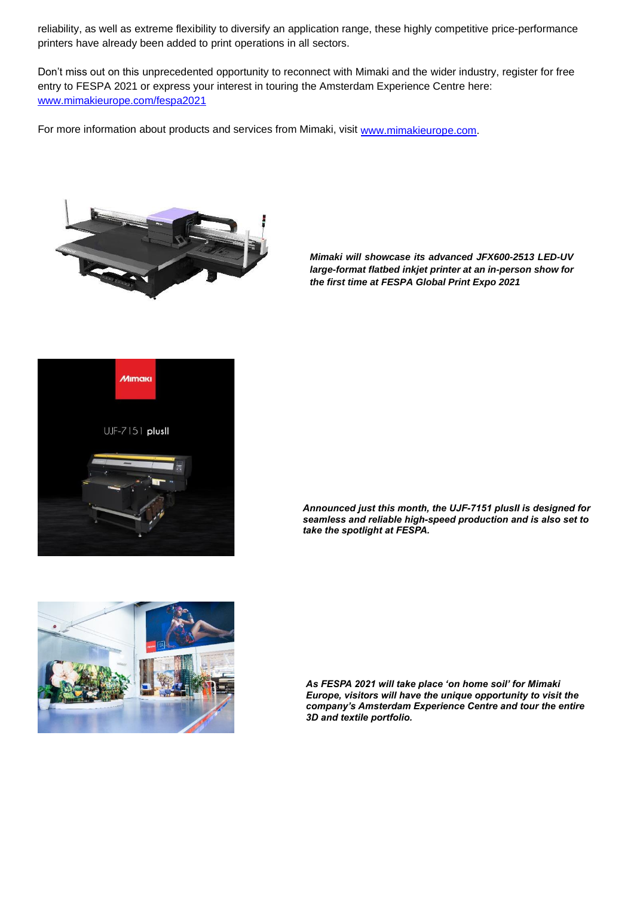reliability, as well as extreme flexibility to diversify an application range, these highly competitive price-performance printers have already been added to print operations in all sectors.

Don't miss out on this unprecedented opportunity to reconnect with Mimaki and the wider industry, register for free entry to FESPA 2021 or express your interest in touring the Amsterdam Experience Centre here: [www.mimakieurope.com/fespa2021](http://www.mimakieurope.com/fespa2021)

For more information about products and services from Mimaki, visit [www.mimakieurope.com](http://www.mimakieurope.com).

***Mimaki will showcase its advanced JFX600-2513 LED-UV large-format flatbed inkjet printer at an in-person show for the first time at FESPA Global Print Expo 2021***

***Announced just this month, the UJF-7151 plusII is designed for seamless and reliable high-speed production and is also set to take the spotlight at FESPA.***

***As FESPA 2021 will take place 'on home soil' for Mimaki Europe, visitors will have the unique opportunity to visit the company's Amsterdam Experience Centre and tour the entire 3D and textile portfolio.***